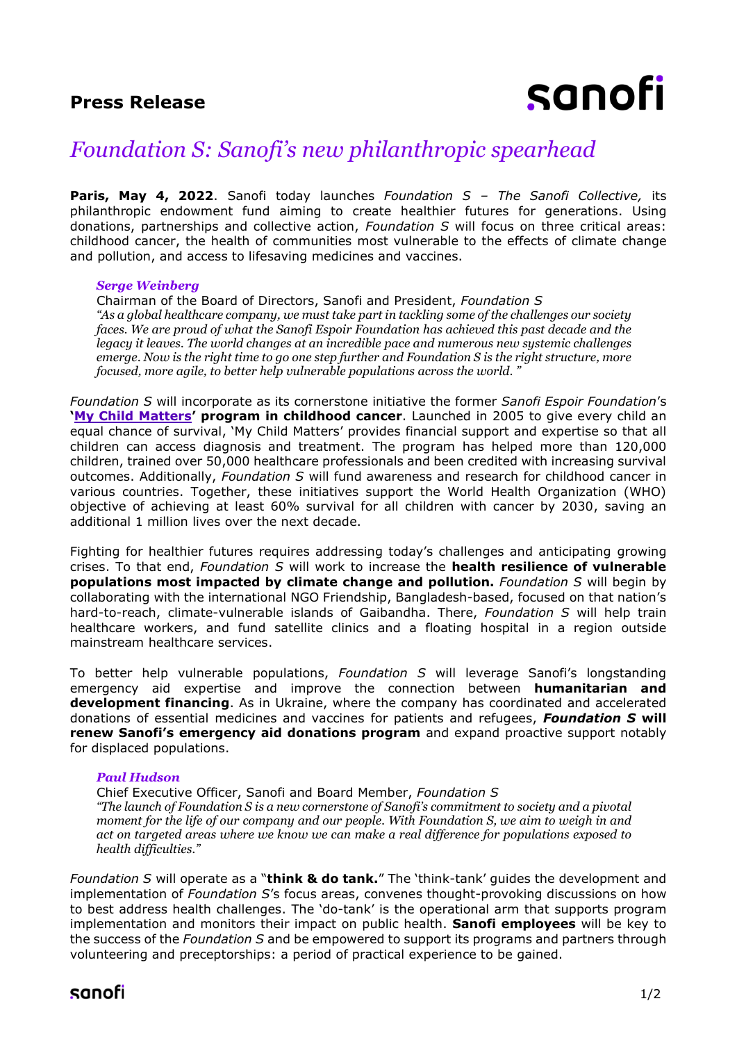**Press Release**

# *Foundation S: Sanofi's new philanthropic spearhead*

**Paris, May 4, 2022**. Sanofi today launches *Foundation S – The Sanofi Collective,* its philanthropic endowment fund aiming to create healthier futures for generations. Using donations, partnerships and collective action, *Foundation S* will focus on three critical areas: childhood cancer, the health of communities most vulnerable to the effects of climate change and pollution, and access to lifesaving medicines and vaccines.

> ***Serge Weinberg***
> Chairman of the Board of Directors, Sanofi and President, *Foundation S*
> *"As a global healthcare company, we must take part in tackling some of the challenges our society faces. We are proud of what the Sanofi Espoir Foundation has achieved this past decade and the legacy it leaves. The world changes at an incredible pace and numerous new systemic challenges emerge. Now is the right time to go one step further and Foundation S is the right structure, more focused, more agile, to better help vulnerable populations across the world. "*

*Foundation S* will incorporate as its cornerstone initiative the former *Sanofi Espoir Foundation*'s **'My Child Matters' program in childhood cancer**. Launched in 2005 to give every child an equal chance of survival, 'My Child Matters' provides financial support and expertise so that all children can access diagnosis and treatment. The program has helped more than 120,000 children, trained over 50,000 healthcare professionals and been credited with increasing survival outcomes. Additionally, *Foundation S* will fund awareness and research for childhood cancer in various countries. Together, these initiatives support the World Health Organization (WHO) objective of achieving at least 60% survival for all children with cancer by 2030, saving an additional 1 million lives over the next decade.

Fighting for healthier futures requires addressing today's challenges and anticipating growing crises. To that end, *Foundation S* will work to increase the **health resilience of vulnerable populations most impacted by climate change and pollution.** *Foundation S* will begin by collaborating with the international NGO Friendship, Bangladesh-based, focused on that nation's hard-to-reach, climate-vulnerable islands of Gaibandha. There, *Foundation S* will help train healthcare workers, and fund satellite clinics and a floating hospital in a region outside mainstream healthcare services.

To better help vulnerable populations, *Foundation S* will leverage Sanofi's longstanding emergency aid expertise and improve the connection between **humanitarian and development financing**. As in Ukraine, where the company has coordinated and accelerated donations of essential medicines and vaccines for patients and refugees, ***Foundation S* will renew Sanofi's emergency aid donations program** and expand proactive support notably for displaced populations.

> ***Paul Hudson***
> Chief Executive Officer, Sanofi and Board Member, *Foundation S*
> *"The launch of Foundation S is a new cornerstone of Sanofi's commitment to society and a pivotal moment for the life of our company and our people. With Foundation S, we aim to weigh in and act on targeted areas where we know we can make a real difference for populations exposed to health difficulties."*

*Foundation S* will operate as a "**think & do tank.**" The 'think-tank' guides the development and implementation of *Foundation S*'s focus areas, convenes thought-provoking discussions on how to best address health challenges. The 'do-tank' is the operational arm that supports program implementation and monitors their impact on public health. **Sanofi employees** will be key to the success of the *Foundation S* and be empowered to support its programs and partners through volunteering and preceptorships: a period of practical experience to be gained.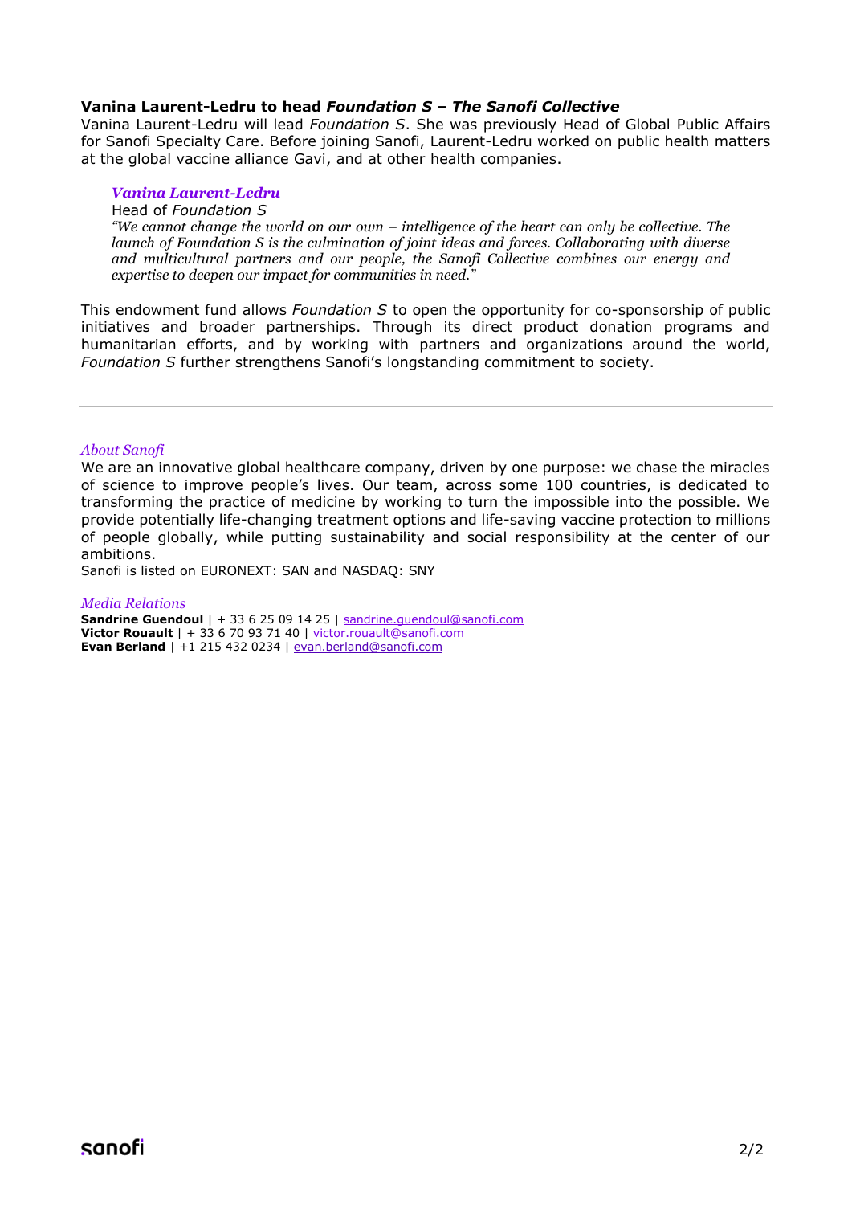### Vanina Laurent-Ledru to head *Foundation S – The Sanofi Collective*

Vanina Laurent-Ledru will lead *Foundation S*. She was previously Head of Global Public Affairs for Sanofi Specialty Care. Before joining Sanofi, Laurent-Ledru worked on public health matters at the global vaccine alliance Gavi, and at other health companies.

> ***Vanina Laurent-Ledru***
> Head of *Foundation S*
> *"We cannot change the world on our own – intelligence of the heart can only be collective. The launch of Foundation S is the culmination of joint ideas and forces. Collaborating with diverse and multicultural partners and our people, the Sanofi Collective combines our energy and expertise to deepen our impact for communities in need."*

This endowment fund allows *Foundation S* to open the opportunity for co-sponsorship of public initiatives and broader partnerships. Through its direct product donation programs and humanitarian efforts, and by working with partners and organizations around the world, *Foundation S* further strengthens Sanofi's longstanding commitment to society.

---

*About Sanofi*

We are an innovative global healthcare company, driven by one purpose: we chase the miracles of science to improve people's lives. Our team, across some 100 countries, is dedicated to transforming the practice of medicine by working to turn the impossible into the possible. We provide potentially life-changing treatment options and life-saving vaccine protection to millions of people globally, while putting sustainability and social responsibility at the center of our ambitions.

Sanofi is listed on EURONEXT: SAN and NASDAQ: SNY

*Media Relations*

**Sandrine Guendoul** | + 33 6 25 09 14 25 | sandrine.guendoul@sanofi.com
**Victor Rouault** | + 33 6 70 93 71 40 | victor.rouault@sanofi.com
**Evan Berland** | +1 215 432 0234 | evan.berland@sanofi.com